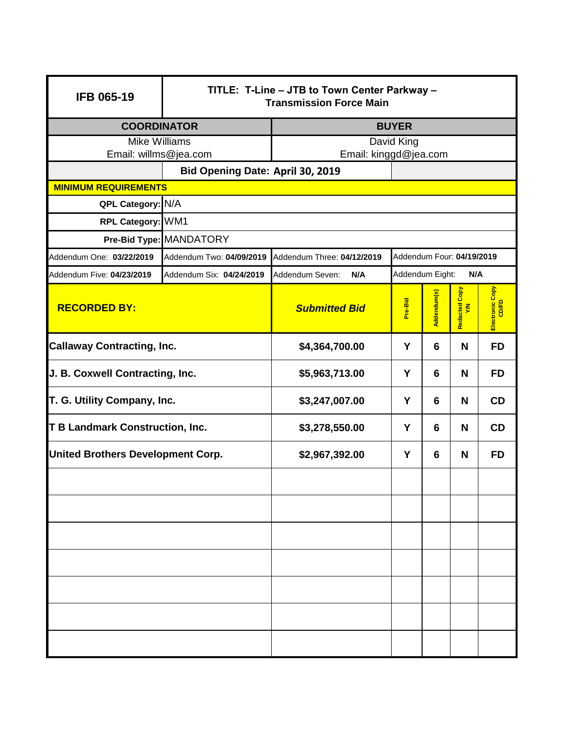| IFB 065-19 | TITLE: T-Line – JTB to Town Center Parkway – Transmission Force Main | | | | | |
|---|---|---|---|---|---|---|
| **COORDINATOR** | | **BUYER** | | | | |
| Mike Williams<br>Email: willms@jea.com | | David King<br>Email: kinggd@jea.com | | | | |
| | **Bid Opening Date: April 30, 2019** | | | | | |
| **MINIMUM REQUIREMENTS** | | | | | | |
| **QPL Category:** | N/A | | | | | |
| **RPL Category:** | WM1 | | | | | |
| **Pre-Bid Type:** | MANDATORY | | | | | |
| Addendum One: **03/22/2019** | Addendum Two: **04/09/2019** | Addendum Three: **04/12/2019** | Addendum Four: **04/19/2019** | | | |
| Addendum Five: **04/23/2019** | Addendum Six: **04/24/2019** | Addendum Seven: **N/A** | Addendum Eight: **N/A** | | | |
| **RECORDED BY:** | | ***Submitted Bid*** | **Pre-Bid** | **Addendum(s)** | **Redacted Copy Y/N** | **Electronic Copy CD/FD** |
| **Callaway Contracting, Inc.** | | **$4,364,700.00** | **Y** | **6** | **N** | **FD** |
| **J. B. Coxwell Contracting, Inc.** | | **$5,963,713.00** | **Y** | **6** | **N** | **FD** |
| **T. G. Utility Company, Inc.** | | **$3,247,007.00** | **Y** | **6** | **N** | **CD** |
| **T B Landmark Construction, Inc.** | | **$3,278,550.00** | **Y** | **6** | **N** | **CD** |
| **United Brothers Development Corp.** | | **$2,967,392.00** | **Y** | **6** | **N** | **FD** |
| | | | | | | |
| | | | | | | |
| | | | | | | |
| | | | | | | |
| | | | | | | |
| | | | | | | |
| | | | | | | |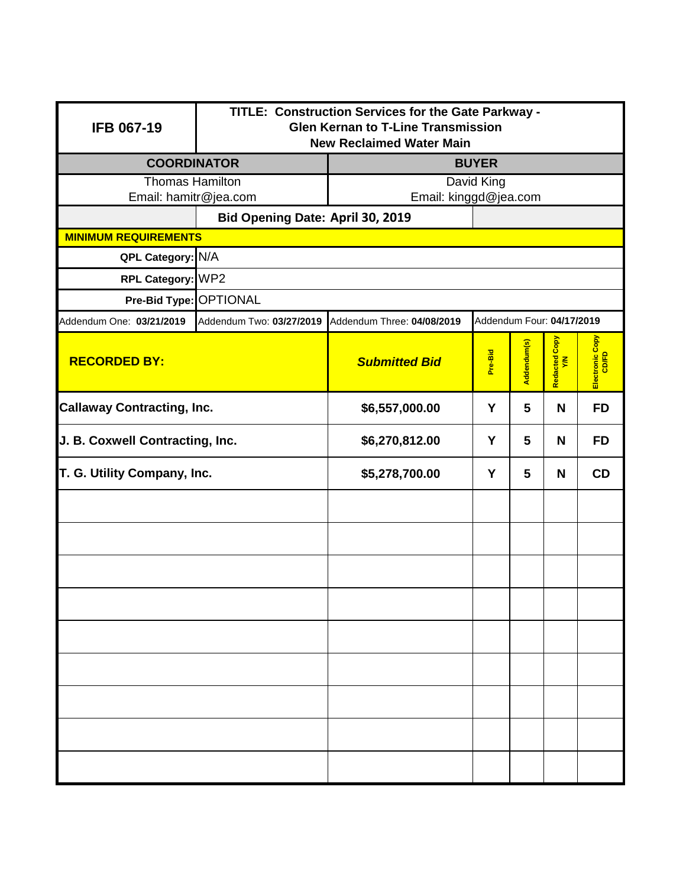| IFB 067-19 | TITLE: Construction Services for the Gate Parkway - Glen Kernan to T-Line Transmission New Reclaimed Water Main | | | | | |
|---|---|---|---|---|---|---|
| **COORDINATOR** | | **BUYER** | | | | |
| Thomas Hamilton Email: hamitr@jea.com | | David King Email: kinggd@jea.com | | | | |
| | **Bid Opening Date: April 30, 2019** | | | | | |
| **MINIMUM REQUIREMENTS** | | | | | | |
| **QPL Category:** | N/A | | | | | |
| **RPL Category:** | WP2 | | | | | |
| **Pre-Bid Type:** | OPTIONAL | | | | | |
| Addendum One: **03/21/2019** | Addendum Two: **03/27/2019** | Addendum Three: **04/08/2019** | Addendum Four: **04/17/2019** | | | |
| **RECORDED BY:** | | ***Submitted Bid*** | **Pre-Bid** | **Addendum(s)** | **Redacted Copy Y/N** | **Electronic Copy CD/FD** |
| **Callaway Contracting, Inc.** | | **$6,557,000.00** | **Y** | **5** | **N** | **FD** |
| **J. B. Coxwell Contracting, Inc.** | | **$6,270,812.00** | **Y** | **5** | **N** | **FD** |
| **T. G. Utility Company, Inc.** | | **$5,278,700.00** | **Y** | **5** | **N** | **CD** |
| | | | | | | |
| | | | | | | |
| | | | | | | |
| | | | | | | |
| | | | | | | |
| | | | | | | |
| | | | | | | |
| | | | | | | |
| | | | | | | |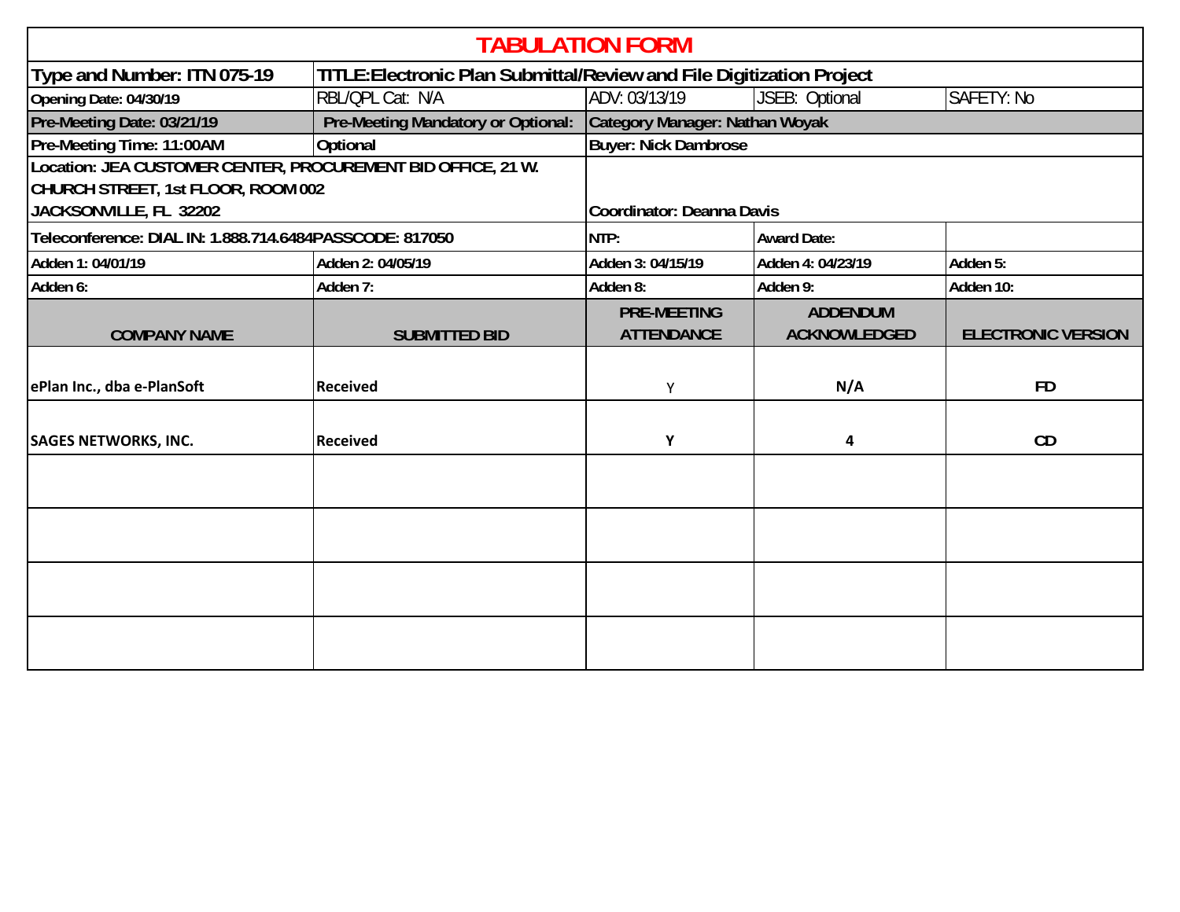# TABULATION FORM

| Type and Number: ITN 075-19 | TITLE:Electronic Plan Submittal/Review and File Digitization Project | | | |
|---|---|---|---|---|
| Opening Date: 04/30/19 | RBL/QPL Cat: N/A | ADV: 03/13/19 | JSEB: Optional | SAFETY: No |
| Pre-Meeting Date: 03/21/19 | Pre-Meeting Mandatory or Optional: | Category Manager: Nathan Woyak | | |
| Pre-Meeting Time: 11:00AM | Optional | Buyer: Nick Dambrose | | |
| Location: JEA CUSTOMER CENTER, PROCUREMENT BID OFFICE, 21 W. CHURCH STREET, 1st FLOOR, ROOM 002 JACKSONVILLE, FL 32202 | | Coordinator: Deanna Davis | | |
| Teleconference: DIAL IN: 1.888.714.6484PASSCODE: 817050 | | NTP: | Award Date: | |
| Adden 1: 04/01/19 | Adden 2: 04/05/19 | Adden 3: 04/15/19 | Adden 4: 04/23/19 | Adden 5: |
| Adden 6: | Adden 7: | Adden 8: | Adden 9: | Adden 10: |
| COMPANY NAME | SUBMITTED BID | PRE-MEETING ATTENDANCE | ADDENDUM ACKNOWLEDGED | ELECTRONIC VERSION |
| ePlan Inc., dba e-PlanSoft | Received | Y | N/A | FD |
| SAGES NETWORKS, INC. | Received | Y | 4 | CD |
| | | | | |
| | | | | |
| | | | | |
| | | | | |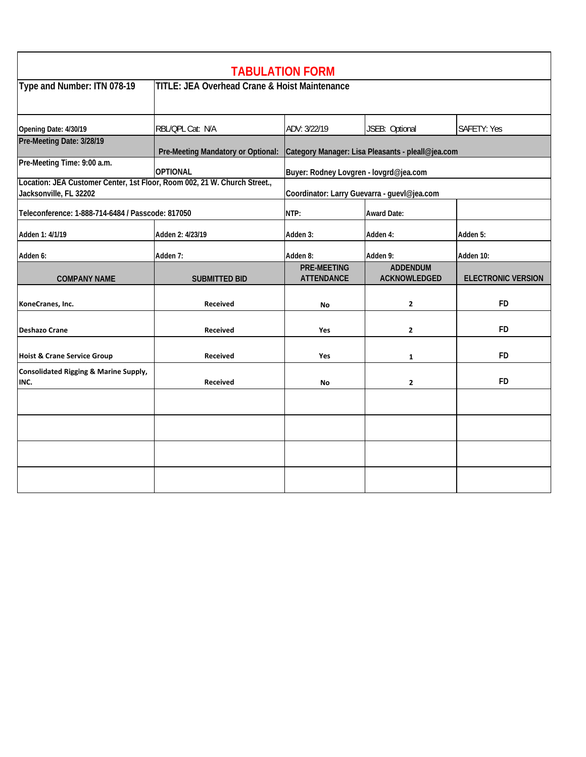# TABULATION FORM

| Type and Number: ITN 078-19 | TITLE: JEA Overhead Crane & Hoist Maintenance | | | |
|---|---|---|---|---|
| Opening Date: 4/30/19 | RBL/QPL Cat: N/A | ADV: 3/22/19 | JSEB: Optional | SAFETY: Yes |
| Pre-Meeting Date: 3/28/19 | Pre-Meeting Mandatory or Optional: | Category Manager: Lisa Pleasants - pleall@jea.com | | |
| Pre-Meeting Time: 9:00 a.m. | OPTIONAL | Buyer: Rodney Lovgren - lovgrd@jea.com | | |
| Location: JEA Customer Center, 1st Floor, Room 002, 21 W. Church Street., Jacksonville, FL 32202 | | Coordinator: Larry Guevarra - guevl@jea.com | | |
| Teleconference: 1-888-714-6484 / Passcode: 817050 | | NTP: | Award Date: | |
| Adden 1: 4/1/19 | Adden 2: 4/23/19 | Adden 3: | Adden 4: | Adden 5: |
| Adden 6: | Adden 7: | Adden 8: | Adden 9: | Adden 10: |
| **COMPANY NAME** | **SUBMITTED BID** | **PRE-MEETING ATTENDANCE** | **ADDENDUM ACKNOWLEDGED** | **ELECTRONIC VERSION** |
| KoneCranes, Inc. | Received | No | 2 | FD |
| Deshazo Crane | Received | Yes | 2 | FD |
| Hoist & Crane Service Group | Received | Yes | 1 | FD |
| Consolidated Rigging & Marine Supply, INC. | Received | No | 2 | FD |
| | | | | |
| | | | | |
| | | | | |
| | | | | |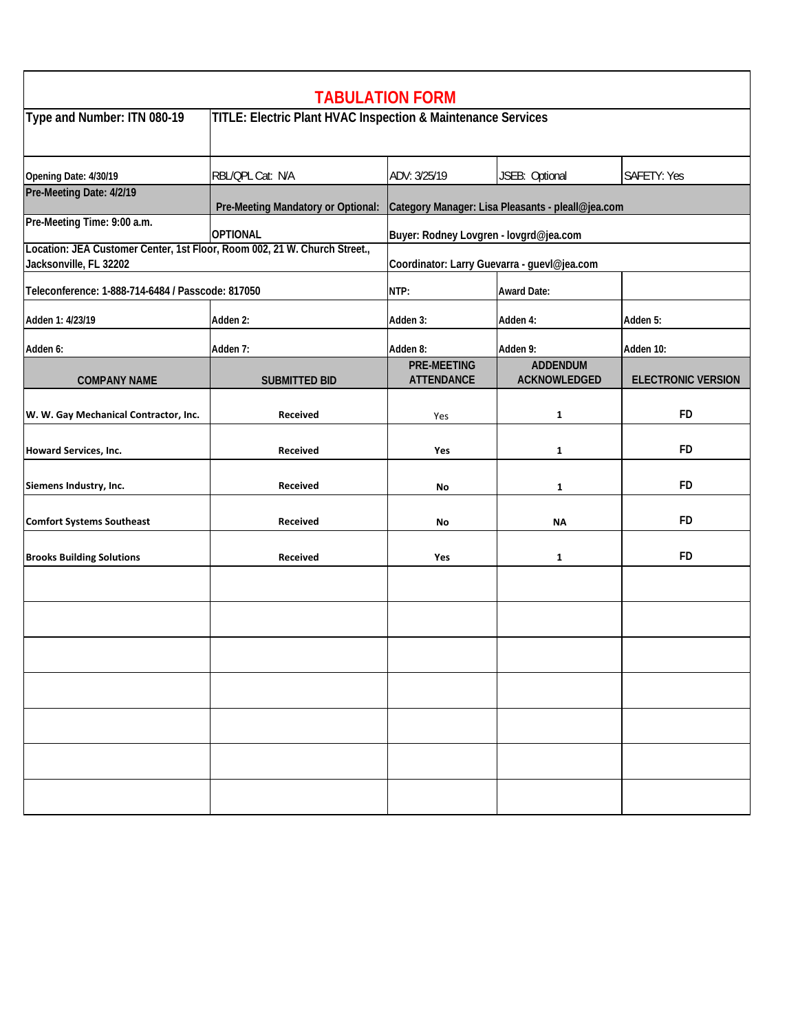# TABULATION FORM

| | | | | |
|---|---|---|---|---|
| **Type and Number: ITN 080-19** | **TITLE: Electric Plant HVAC Inspection & Maintenance Services** | | | |
| **Opening Date: 4/30/19** | RBL/QPL Cat: N/A | ADV: 3/25/19 | JSEB: Optional | SAFETY: Yes |
| **Pre-Meeting Date: 4/2/19** | **Pre-Meeting Mandatory or Optional:** | **Category Manager: Lisa Pleasants - pleall@jea.com** | | |
| **Pre-Meeting Time: 9:00 a.m.** | **OPTIONAL** | **Buyer: Rodney Lovgren - lovgrd@jea.com** | | |
| **Location: JEA Customer Center, 1st Floor, Room 002, 21 W. Church Street., Jacksonville, FL 32202** | | **Coordinator: Larry Guevarra - guevl@jea.com** | | |
| **Teleconference: 1-888-714-6484 / Passcode: 817050** | | **NTP:** | **Award Date:** | |
| **Adden 1: 4/23/19** | **Adden 2:** | **Adden 3:** | **Adden 4:** | **Adden 5:** |
| **Adden 6:** | **Adden 7:** | **Adden 8:** | **Adden 9:** | **Adden 10:** |

| COMPANY NAME | SUBMITTED BID | PRE-MEETING ATTENDANCE | ADDENDUM ACKNOWLEDGED | ELECTRONIC VERSION |
|---|---|---|---|---|
| W. W. Gay Mechanical Contractor, Inc. | Received | Yes | 1 | FD |
| Howard Services, Inc. | Received | Yes | 1 | FD |
| Siemens Industry, Inc. | Received | No | 1 | FD |
| Comfort Systems Southeast | Received | No | NA | FD |
| Brooks Building Solutions | Received | Yes | 1 | FD |
| | | | | |
| | | | | |
| | | | | |
| | | | | |
| | | | | |
| | | | | |
| | | | | |